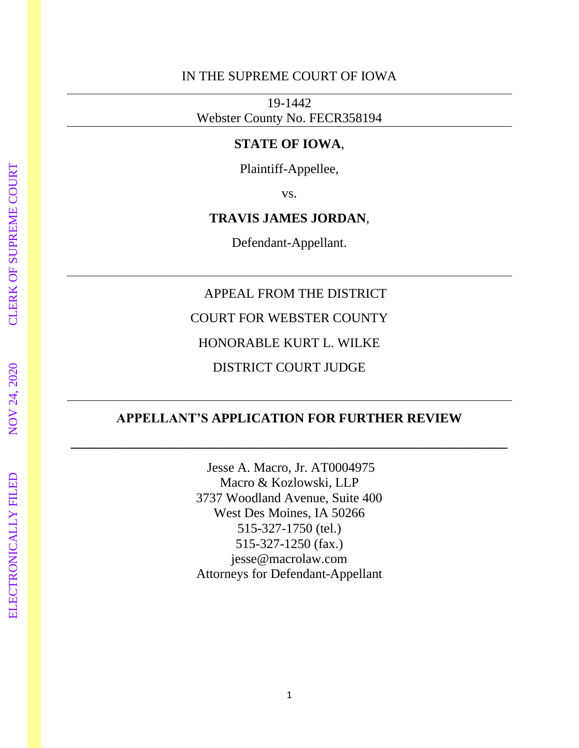IN THE SUPREME COURT OF IOWA

---

19-1442

Webster County No. FECR358194

---

**STATE OF IOWA**,

Plaintiff-Appellee,

vs.

**TRAVIS JAMES JORDAN**,

Defendant-Appellant.

---

APPEAL FROM THE DISTRICT

COURT FOR WEBSTER COUNTY

HONORABLE KURT L. WILKE

DISTRICT COURT JUDGE

---

**APPELLANT'S APPLICATION FOR FURTHER REVIEW**

---

Jesse A. Macro, Jr. AT0004975
Macro & Kozlowski, LLP
3737 Woodland Avenue, Suite 400
West Des Moines, IA 50266
515-327-1750 (tel.)
515-327-1250 (fax.)
jesse@macrolaw.com
Attorneys for Defendant-Appellant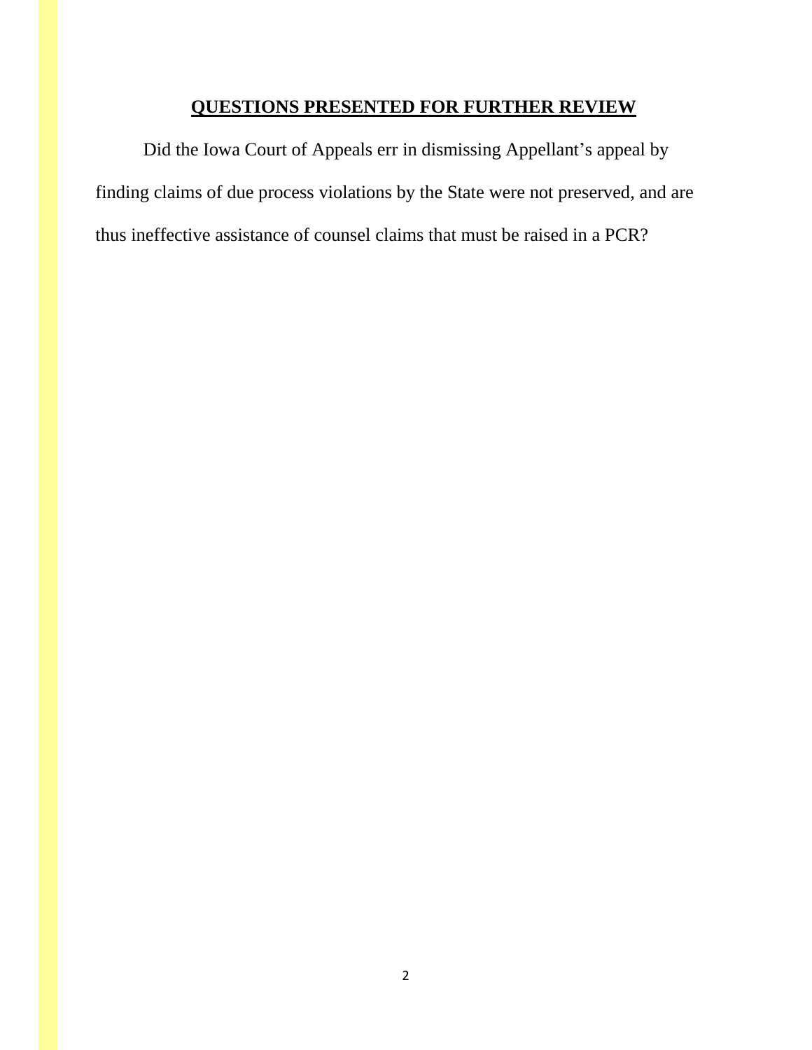## QUESTIONS PRESENTED FOR FURTHER REVIEW

Did the Iowa Court of Appeals err in dismissing Appellant's appeal by finding claims of due process violations by the State were not preserved, and are thus ineffective assistance of counsel claims that must be raised in a PCR?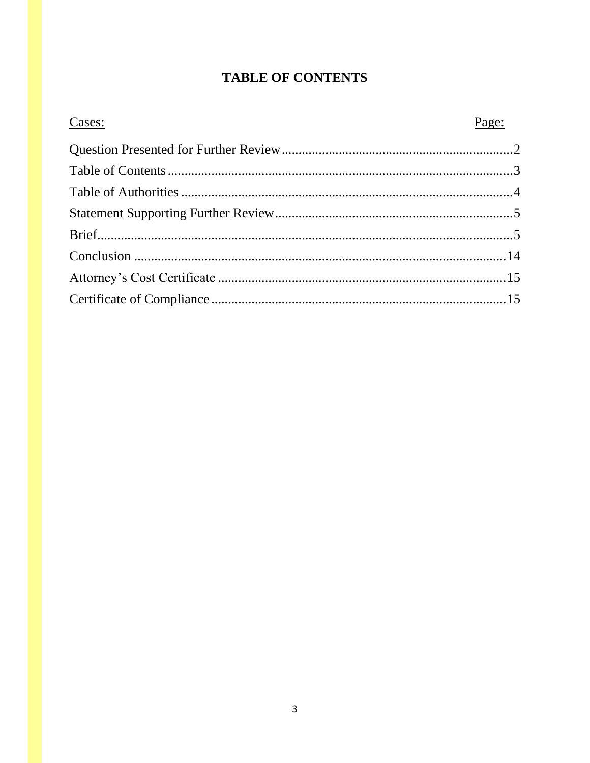# TABLE OF CONTENTS

| Cases: | Page: |
| --- | --- |
| Question Presented for Further Review | 2 |
| Table of Contents | 3 |
| Table of Authorities | 4 |
| Statement Supporting Further Review | 5 |
| Brief | 5 |
| Conclusion | 14 |
| Attorney's Cost Certificate | 15 |
| Certificate of Compliance | 15 |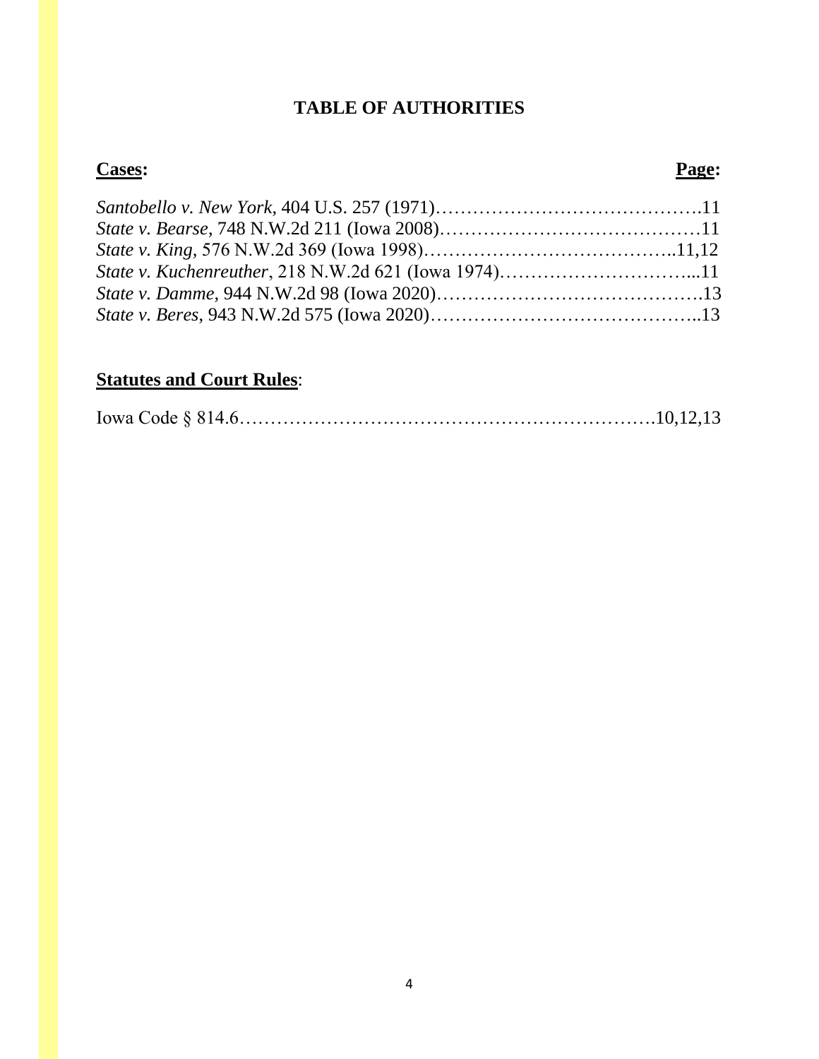# TABLE OF AUTHORITIES

| **Cases:** | **Page:** |
| --- | --- |
| *Santobello v. New York*, 404 U.S. 257 (1971) | 11 |
| *State v. Bearse*, 748 N.W.2d 211 (Iowa 2008) | 11 |
| *State v. King,* 576 N.W.2d 369 (Iowa 1998) | 11,12 |
| *State v. Kuchenreuther*, 218 N.W.2d 621 (Iowa 1974) | 11 |
| *State v. Damme,* 944 N.W.2d 98 (Iowa 2020) | 13 |
| *State v. Beres*, 943 N.W.2d 575 (Iowa 2020) | 13 |

**Statutes and Court Rules**:

| | |
| --- | --- |
| Iowa Code § 814.6 | 10,12,13 |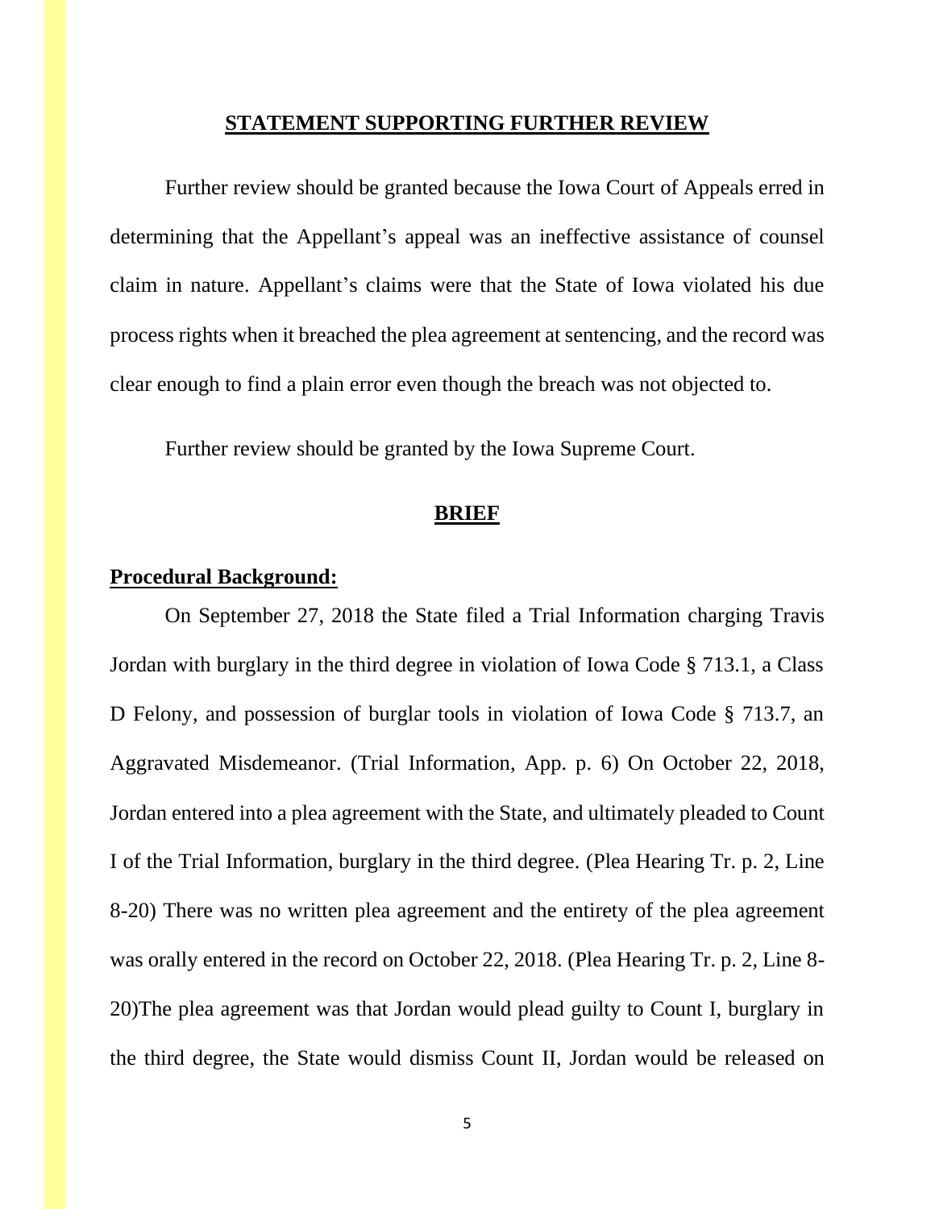## STATEMENT SUPPORTING FURTHER REVIEW

Further review should be granted because the Iowa Court of Appeals erred in determining that the Appellant's appeal was an ineffective assistance of counsel claim in nature. Appellant's claims were that the State of Iowa violated his due process rights when it breached the plea agreement at sentencing, and the record was clear enough to find a plain error even though the breach was not objected to.

Further review should be granted by the Iowa Supreme Court.

## BRIEF

### Procedural Background:

On September 27, 2018 the State filed a Trial Information charging Travis Jordan with burglary in the third degree in violation of Iowa Code § 713.1, a Class D Felony, and possession of burglar tools in violation of Iowa Code § 713.7, an Aggravated Misdemeanor. (Trial Information, App. p. 6) On October 22, 2018, Jordan entered into a plea agreement with the State, and ultimately pleaded to Count I of the Trial Information, burglary in the third degree. (Plea Hearing Tr. p. 2, Line 8-20) There was no written plea agreement and the entirety of the plea agreement was orally entered in the record on October 22, 2018. (Plea Hearing Tr. p. 2, Line 8-20)The plea agreement was that Jordan would plead guilty to Count I, burglary in the third degree, the State would dismiss Count II, Jordan would be released on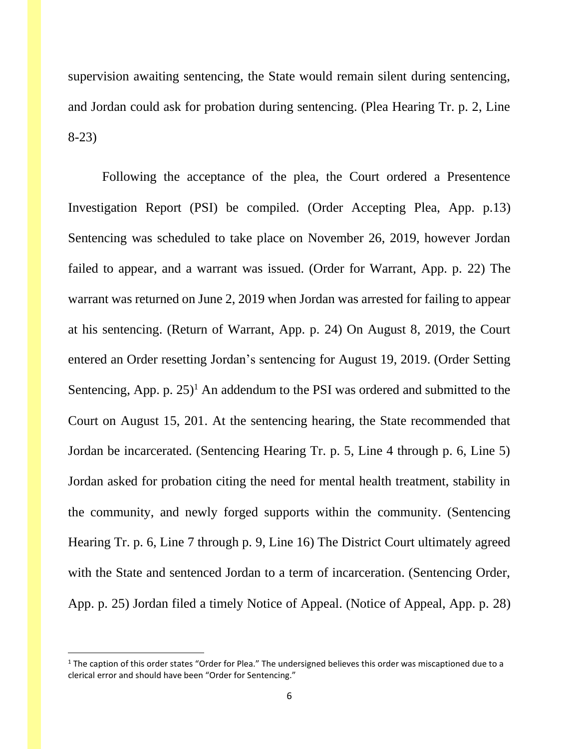supervision awaiting sentencing, the State would remain silent during sentencing, and Jordan could ask for probation during sentencing. (Plea Hearing Tr. p. 2, Line 8-23)

Following the acceptance of the plea, the Court ordered a Presentence Investigation Report (PSI) be compiled. (Order Accepting Plea, App. p.13) Sentencing was scheduled to take place on November 26, 2019, however Jordan failed to appear, and a warrant was issued. (Order for Warrant, App. p. 22) The warrant was returned on June 2, 2019 when Jordan was arrested for failing to appear at his sentencing. (Return of Warrant, App. p. 24) On August 8, 2019, the Court entered an Order resetting Jordan's sentencing for August 19, 2019. (Order Setting Sentencing, App. p. 25)[1] An addendum to the PSI was ordered and submitted to the Court on August 15, 201. At the sentencing hearing, the State recommended that Jordan be incarcerated. (Sentencing Hearing Tr. p. 5, Line 4 through p. 6, Line 5) Jordan asked for probation citing the need for mental health treatment, stability in the community, and newly forged supports within the community. (Sentencing Hearing Tr. p. 6, Line 7 through p. 9, Line 16) The District Court ultimately agreed with the State and sentenced Jordan to a term of incarceration. (Sentencing Order, App. p. 25) Jordan filed a timely Notice of Appeal. (Notice of Appeal, App. p. 28)

---

[1] The caption of this order states "Order for Plea." The undersigned believes this order was miscaptioned due to a clerical error and should have been "Order for Sentencing."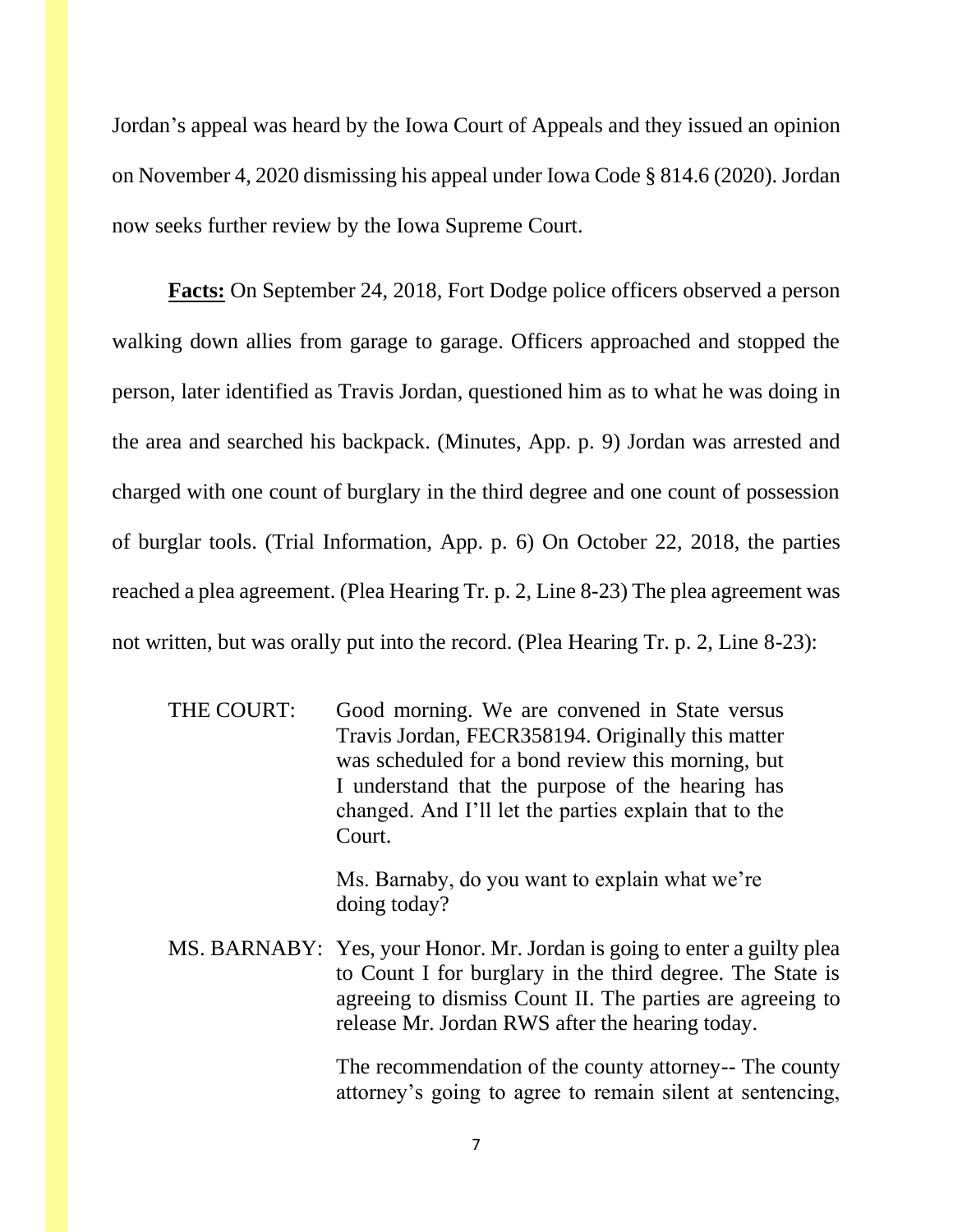Jordan's appeal was heard by the Iowa Court of Appeals and they issued an opinion on November 4, 2020 dismissing his appeal under Iowa Code § 814.6 (2020). Jordan now seeks further review by the Iowa Supreme Court.

**Facts:** On September 24, 2018, Fort Dodge police officers observed a person walking down allies from garage to garage. Officers approached and stopped the person, later identified as Travis Jordan, questioned him as to what he was doing in the area and searched his backpack. (Minutes, App. p. 9) Jordan was arrested and charged with one count of burglary in the third degree and one count of possession of burglar tools. (Trial Information, App. p. 6) On October 22, 2018, the parties reached a plea agreement. (Plea Hearing Tr. p. 2, Line 8-23) The plea agreement was not written, but was orally put into the record. (Plea Hearing Tr. p. 2, Line 8-23):

> THE COURT: Good morning. We are convened in State versus Travis Jordan, FECR358194. Originally this matter was scheduled for a bond review this morning, but I understand that the purpose of the hearing has changed. And I'll let the parties explain that to the Court.
>
> Ms. Barnaby, do you want to explain what we're doing today?
>
> MS. BARNABY: Yes, your Honor. Mr. Jordan is going to enter a guilty plea to Count I for burglary in the third degree. The State is agreeing to dismiss Count II. The parties are agreeing to release Mr. Jordan RWS after the hearing today.
>
> The recommendation of the county attorney-- The county attorney's going to agree to remain silent at sentencing,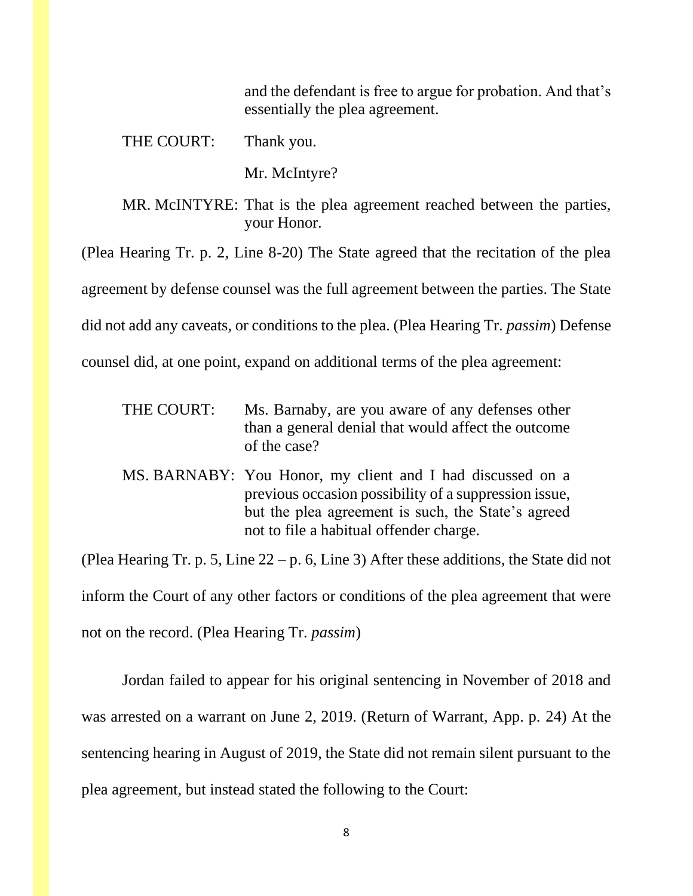and the defendant is free to argue for probation. And that's essentially the plea agreement.

THE COURT: Thank you.

Mr. McIntyre?

MR. McINTYRE: That is the plea agreement reached between the parties, your Honor.

(Plea Hearing Tr. p. 2, Line 8-20) The State agreed that the recitation of the plea agreement by defense counsel was the full agreement between the parties. The State did not add any caveats, or conditions to the plea. (Plea Hearing Tr. *passim*) Defense counsel did, at one point, expand on additional terms of the plea agreement:

> THE COURT: Ms. Barnaby, are you aware of any defenses other than a general denial that would affect the outcome of the case?
>
> MS. BARNABY: You Honor, my client and I had discussed on a previous occasion possibility of a suppression issue, but the plea agreement is such, the State's agreed not to file a habitual offender charge.

(Plea Hearing Tr. p. 5, Line 22 – p. 6, Line 3) After these additions, the State did not inform the Court of any other factors or conditions of the plea agreement that were not on the record. (Plea Hearing Tr. *passim*)

Jordan failed to appear for his original sentencing in November of 2018 and was arrested on a warrant on June 2, 2019. (Return of Warrant, App. p. 24) At the sentencing hearing in August of 2019, the State did not remain silent pursuant to the plea agreement, but instead stated the following to the Court: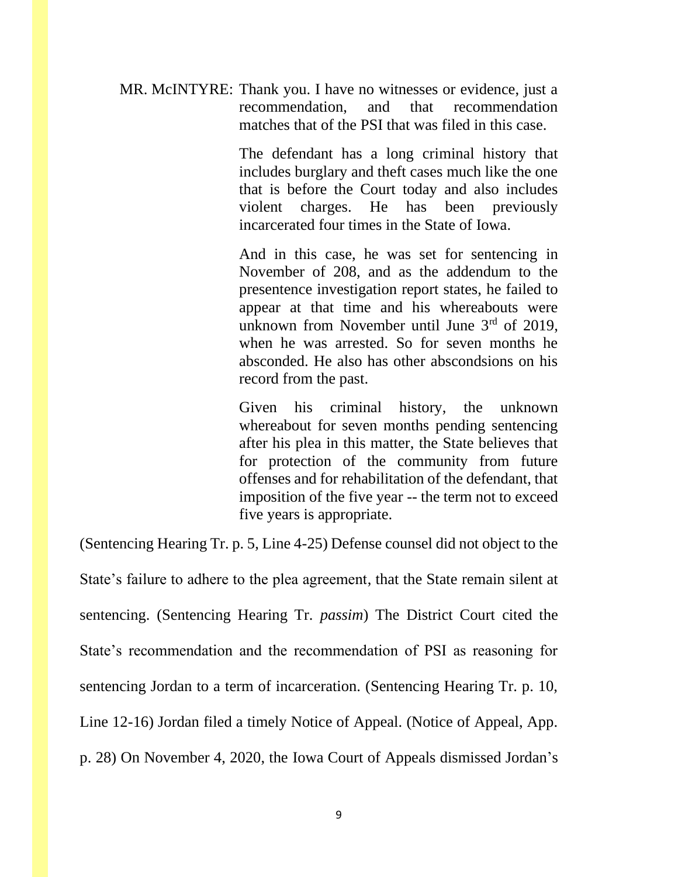MR. McINTYRE: Thank you. I have no witnesses or evidence, just a recommendation, and that recommendation matches that of the PSI that was filed in this case.

> The defendant has a long criminal history that includes burglary and theft cases much like the one that is before the Court today and also includes violent charges. He has been previously incarcerated four times in the State of Iowa.
>
> And in this case, he was set for sentencing in November of 208, and as the addendum to the presentence investigation report states, he failed to appear at that time and his whereabouts were unknown from November until June 3rd of 2019, when he was arrested. So for seven months he absconded. He also has other abscondsions on his record from the past.
>
> Given his criminal history, the unknown whereabout for seven months pending sentencing after his plea in this matter, the State believes that for protection of the community from future offenses and for rehabilitation of the defendant, that imposition of the five year -- the term not to exceed five years is appropriate.

(Sentencing Hearing Tr. p. 5, Line 4-25) Defense counsel did not object to the State's failure to adhere to the plea agreement, that the State remain silent at sentencing. (Sentencing Hearing Tr. *passim*) The District Court cited the State's recommendation and the recommendation of PSI as reasoning for sentencing Jordan to a term of incarceration. (Sentencing Hearing Tr. p. 10, Line 12-16) Jordan filed a timely Notice of Appeal. (Notice of Appeal, App. p. 28) On November 4, 2020, the Iowa Court of Appeals dismissed Jordan's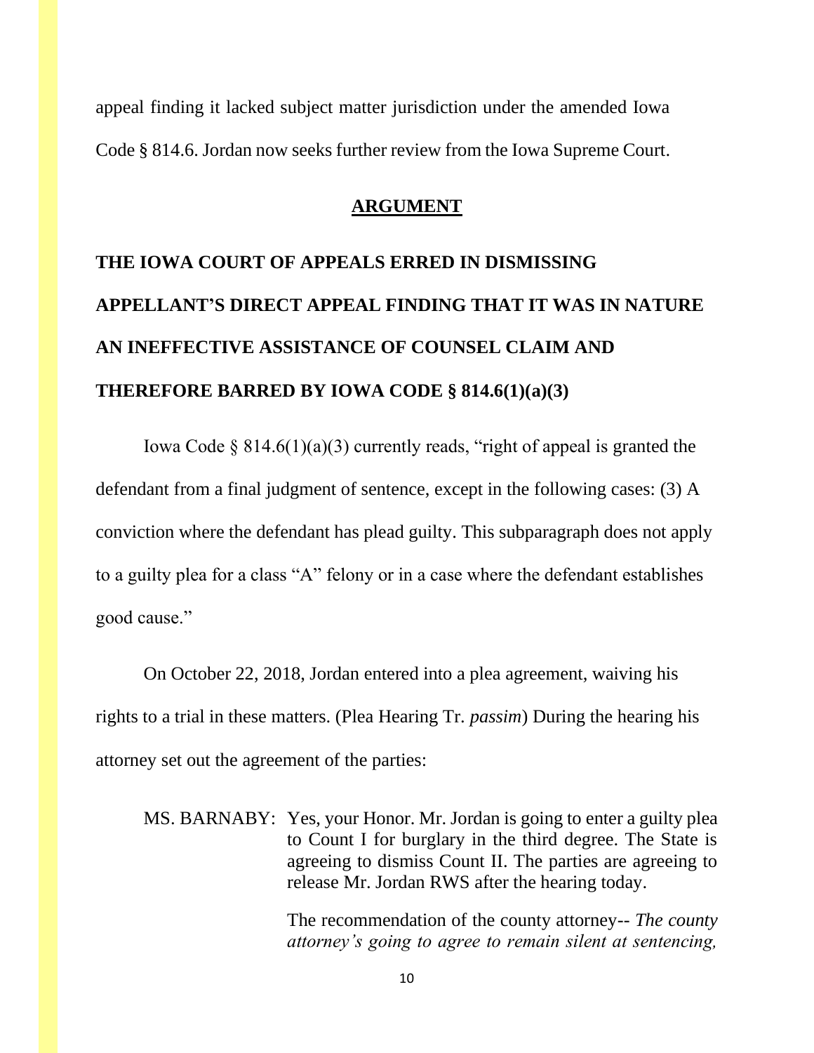appeal finding it lacked subject matter jurisdiction under the amended Iowa Code § 814.6. Jordan now seeks further review from the Iowa Supreme Court.

## ARGUMENT

### THE IOWA COURT OF APPEALS ERRED IN DISMISSING APPELLANT'S DIRECT APPEAL FINDING THAT IT WAS IN NATURE AN INEFFECTIVE ASSISTANCE OF COUNSEL CLAIM AND THEREFORE BARRED BY IOWA CODE § 814.6(1)(a)(3)

Iowa Code § 814.6(1)(a)(3) currently reads, "right of appeal is granted the defendant from a final judgment of sentence, except in the following cases: (3) A conviction where the defendant has plead guilty. This subparagraph does not apply to a guilty plea for a class "A" felony or in a case where the defendant establishes good cause."

On October 22, 2018, Jordan entered into a plea agreement, waiving his rights to a trial in these matters. (Plea Hearing Tr. *passim*) During the hearing his attorney set out the agreement of the parties:

> MS. BARNABY: Yes, your Honor. Mr. Jordan is going to enter a guilty plea to Count I for burglary in the third degree. The State is agreeing to dismiss Count II. The parties are agreeing to release Mr. Jordan RWS after the hearing today.
>
> The recommendation of the county attorney-- *The county attorney's going to agree to remain silent at sentencing,*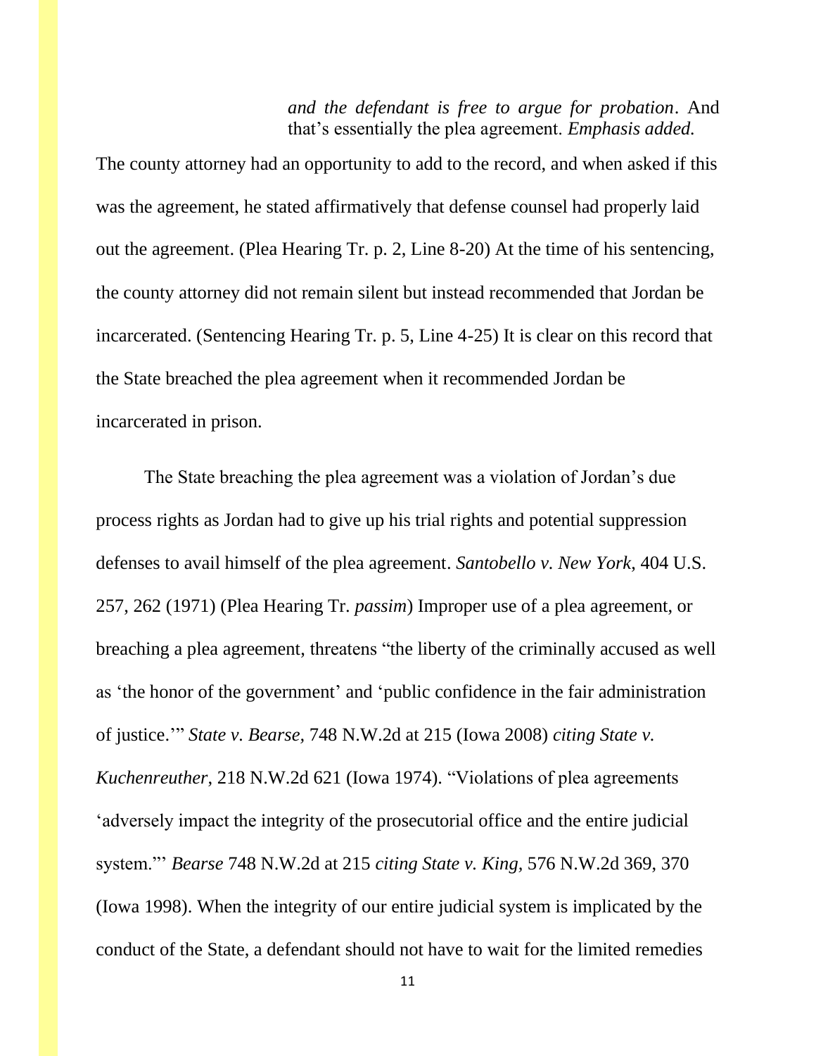> *and the defendant is free to argue for probation*. And that's essentially the plea agreement. *Emphasis added.*

The county attorney had an opportunity to add to the record, and when asked if this was the agreement, he stated affirmatively that defense counsel had properly laid out the agreement. (Plea Hearing Tr. p. 2, Line 8-20) At the time of his sentencing, the county attorney did not remain silent but instead recommended that Jordan be incarcerated. (Sentencing Hearing Tr. p. 5, Line 4-25) It is clear on this record that the State breached the plea agreement when it recommended Jordan be incarcerated in prison.

The State breaching the plea agreement was a violation of Jordan's due process rights as Jordan had to give up his trial rights and potential suppression defenses to avail himself of the plea agreement. *Santobello v. New York*, 404 U.S. 257, 262 (1971) (Plea Hearing Tr. *passim*) Improper use of a plea agreement, or breaching a plea agreement, threatens "the liberty of the criminally accused as well as 'the honor of the government' and 'public confidence in the fair administration of justice.'" *State v. Bearse,* 748 N.W.2d at 215 (Iowa 2008) *citing State v. Kuchenreuther*, 218 N.W.2d 621 (Iowa 1974). "Violations of plea agreements 'adversely impact the integrity of the prosecutorial office and the entire judicial system."' *Bearse* 748 N.W.2d at 215 *citing State v. King,* 576 N.W.2d 369, 370 (Iowa 1998). When the integrity of our entire judicial system is implicated by the conduct of the State, a defendant should not have to wait for the limited remedies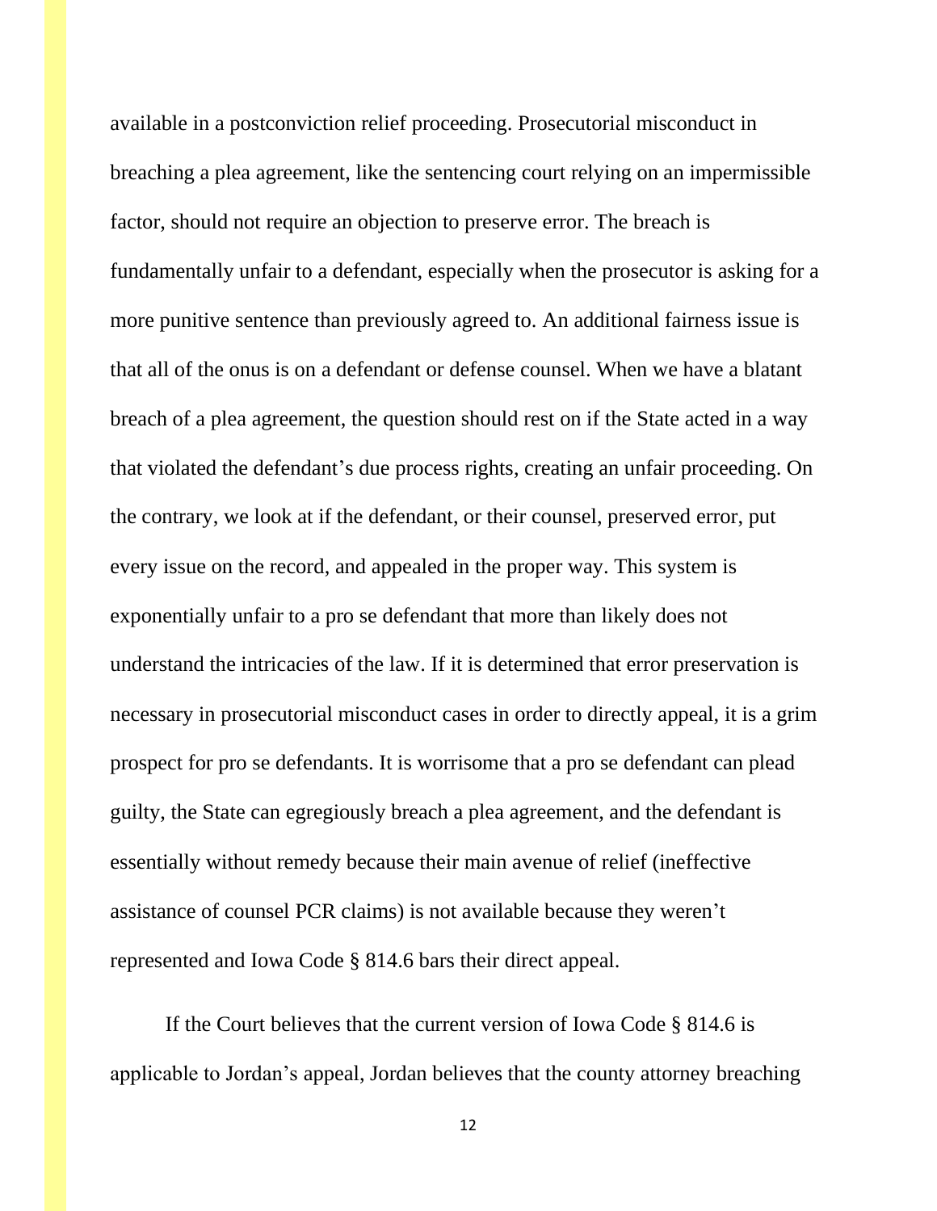available in a postconviction relief proceeding. Prosecutorial misconduct in breaching a plea agreement, like the sentencing court relying on an impermissible factor, should not require an objection to preserve error. The breach is fundamentally unfair to a defendant, especially when the prosecutor is asking for a more punitive sentence than previously agreed to. An additional fairness issue is that all of the onus is on a defendant or defense counsel. When we have a blatant breach of a plea agreement, the question should rest on if the State acted in a way that violated the defendant's due process rights, creating an unfair proceeding. On the contrary, we look at if the defendant, or their counsel, preserved error, put every issue on the record, and appealed in the proper way. This system is exponentially unfair to a pro se defendant that more than likely does not understand the intricacies of the law. If it is determined that error preservation is necessary in prosecutorial misconduct cases in order to directly appeal, it is a grim prospect for pro se defendants. It is worrisome that a pro se defendant can plead guilty, the State can egregiously breach a plea agreement, and the defendant is essentially without remedy because their main avenue of relief (ineffective assistance of counsel PCR claims) is not available because they weren't represented and Iowa Code § 814.6 bars their direct appeal.

If the Court believes that the current version of Iowa Code § 814.6 is applicable to Jordan's appeal, Jordan believes that the county attorney breaching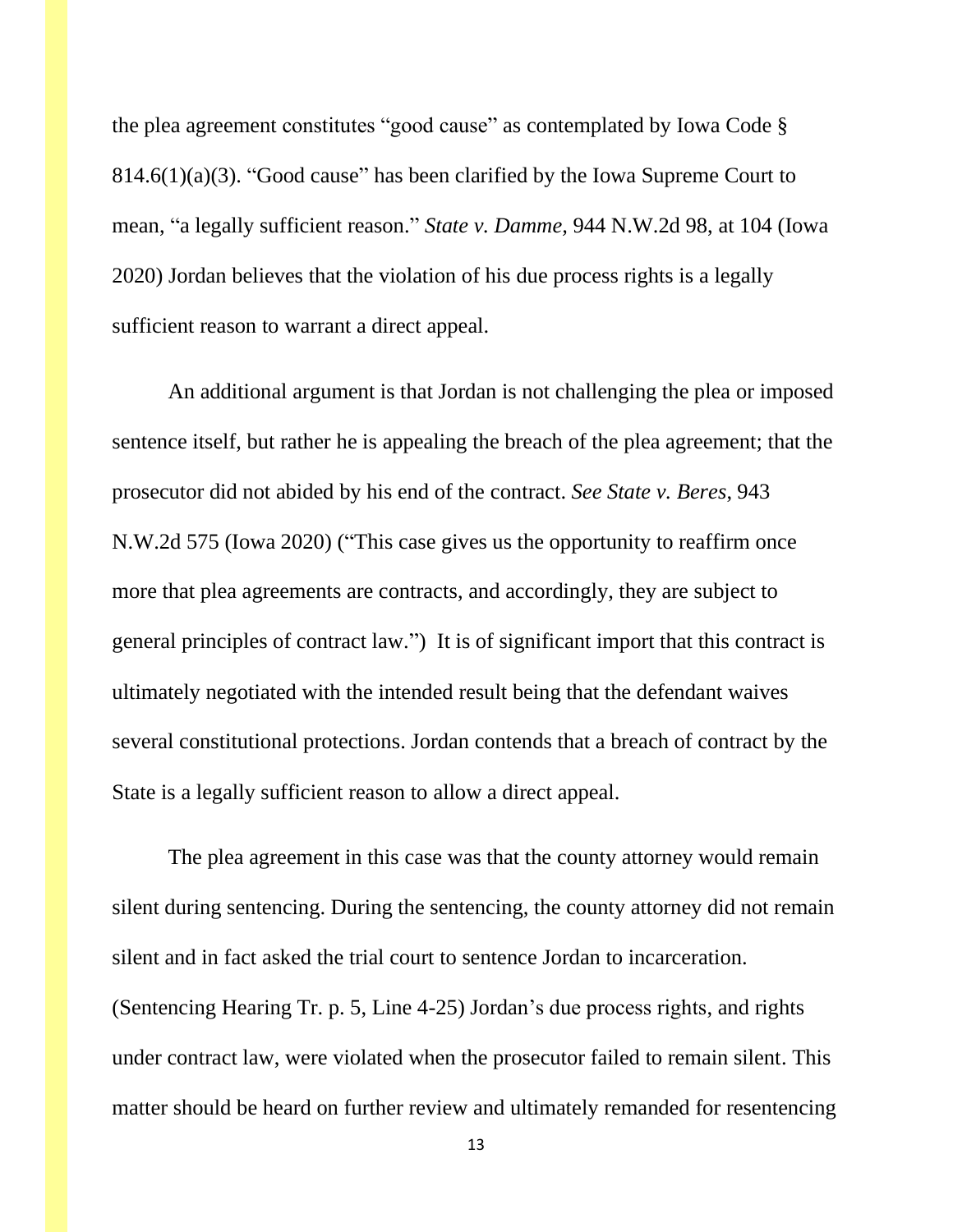the plea agreement constitutes "good cause" as contemplated by Iowa Code § 814.6(1)(a)(3). "Good cause" has been clarified by the Iowa Supreme Court to mean, "a legally sufficient reason." *State v. Damme*, 944 N.W.2d 98, at 104 (Iowa 2020) Jordan believes that the violation of his due process rights is a legally sufficient reason to warrant a direct appeal.

An additional argument is that Jordan is not challenging the plea or imposed sentence itself, but rather he is appealing the breach of the plea agreement; that the prosecutor did not abided by his end of the contract. *See State v. Beres*, 943 N.W.2d 575 (Iowa 2020) ("This case gives us the opportunity to reaffirm once more that plea agreements are contracts, and accordingly, they are subject to general principles of contract law.") It is of significant import that this contract is ultimately negotiated with the intended result being that the defendant waives several constitutional protections. Jordan contends that a breach of contract by the State is a legally sufficient reason to allow a direct appeal.

The plea agreement in this case was that the county attorney would remain silent during sentencing. During the sentencing, the county attorney did not remain silent and in fact asked the trial court to sentence Jordan to incarceration. (Sentencing Hearing Tr. p. 5, Line 4-25) Jordan's due process rights, and rights under contract law, were violated when the prosecutor failed to remain silent. This matter should be heard on further review and ultimately remanded for resentencing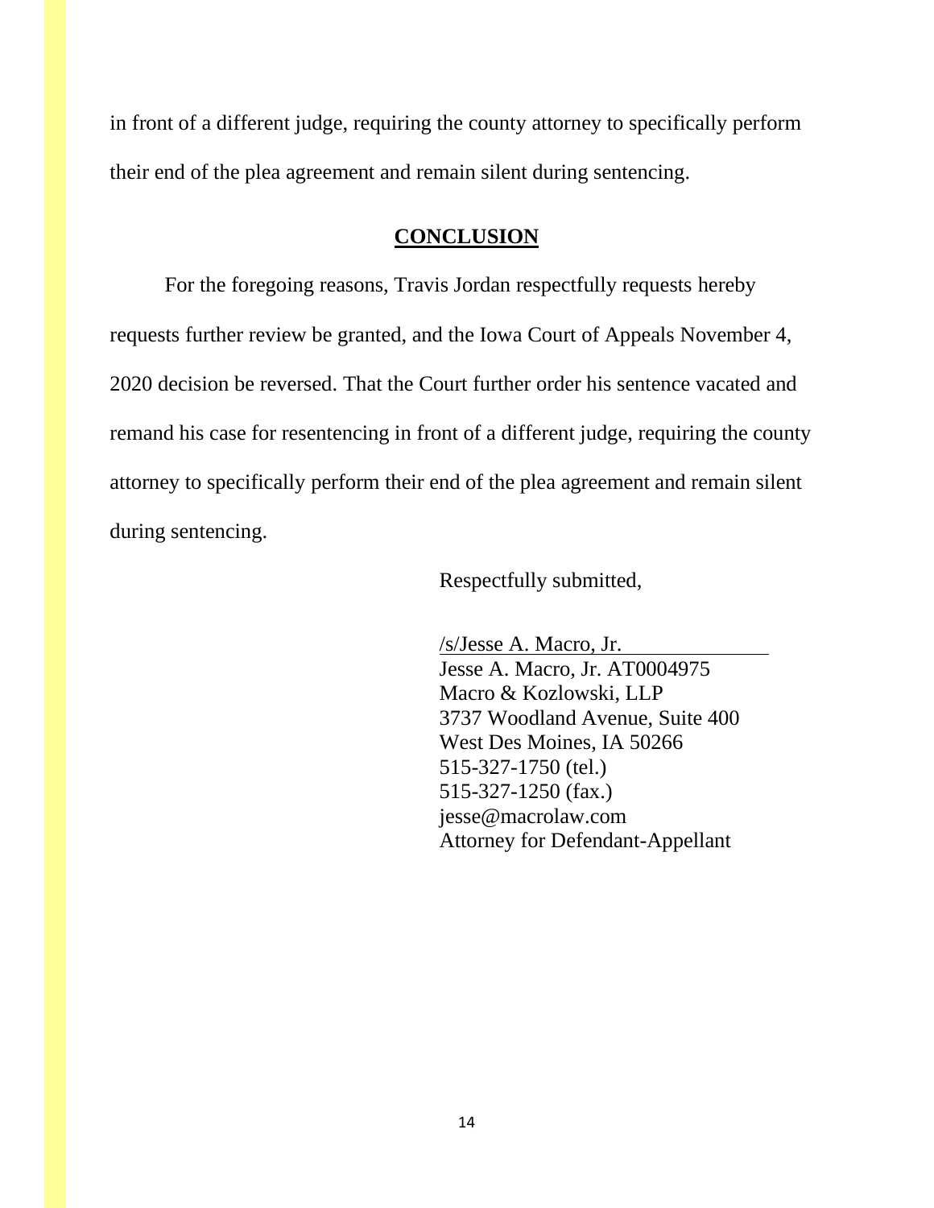in front of a different judge, requiring the county attorney to specifically perform their end of the plea agreement and remain silent during sentencing.

## CONCLUSION

For the foregoing reasons, Travis Jordan respectfully requests hereby requests further review be granted, and the Iowa Court of Appeals November 4, 2020 decision be reversed. That the Court further order his sentence vacated and remand his case for resentencing in front of a different judge, requiring the county attorney to specifically perform their end of the plea agreement and remain silent during sentencing.

Respectfully submitted,

/s/Jesse A. Macro, Jr.
Jesse A. Macro, Jr. AT0004975
Macro & Kozlowski, LLP
3737 Woodland Avenue, Suite 400
West Des Moines, IA 50266
515-327-1750 (tel.)
515-327-1250 (fax.)
jesse@macrolaw.com
Attorney for Defendant-Appellant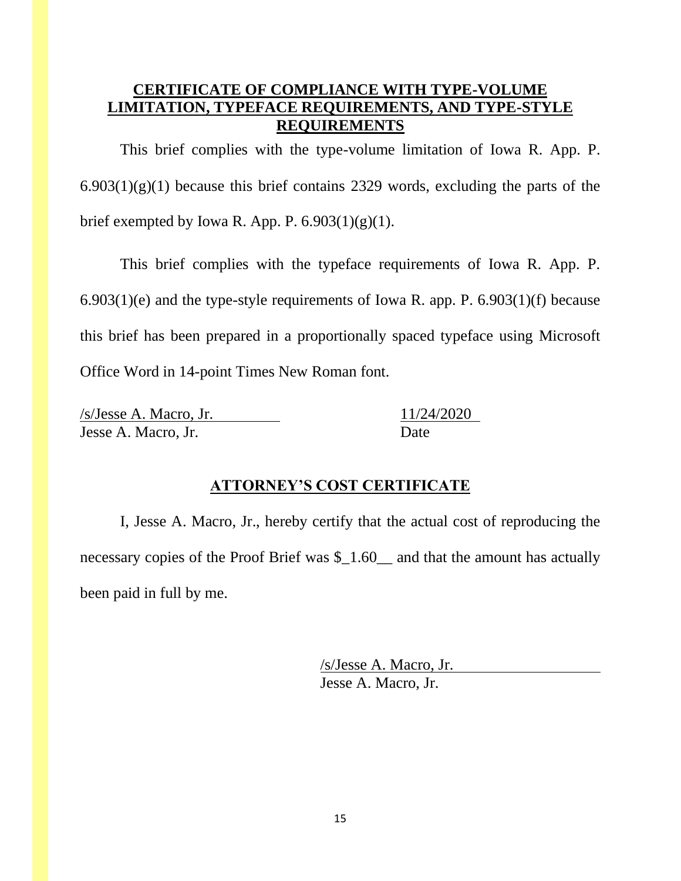## CERTIFICATE OF COMPLIANCE WITH TYPE-VOLUME LIMITATION, TYPEFACE REQUIREMENTS, AND TYPE-STYLE REQUIREMENTS

This brief complies with the type-volume limitation of Iowa R. App. P. 6.903(1)(g)(1) because this brief contains 2329 words, excluding the parts of the brief exempted by Iowa R. App. P. 6.903(1)(g)(1).

This brief complies with the typeface requirements of Iowa R. App. P. 6.903(1)(e) and the type-style requirements of Iowa R. app. P. 6.903(1)(f) because this brief has been prepared in a proportionally spaced typeface using Microsoft Office Word in 14-point Times New Roman font.

/s/Jesse A. Macro, Jr.  
Jesse A. Macro, Jr.

11/24/2020  
Date

## ATTORNEY'S COST CERTIFICATE

I, Jesse A. Macro, Jr., hereby certify that the actual cost of reproducing the necessary copies of the Proof Brief was $_1.60__ and that the amount has actually been paid in full by me.

/s/Jesse A. Macro, Jr.  
Jesse A. Macro, Jr.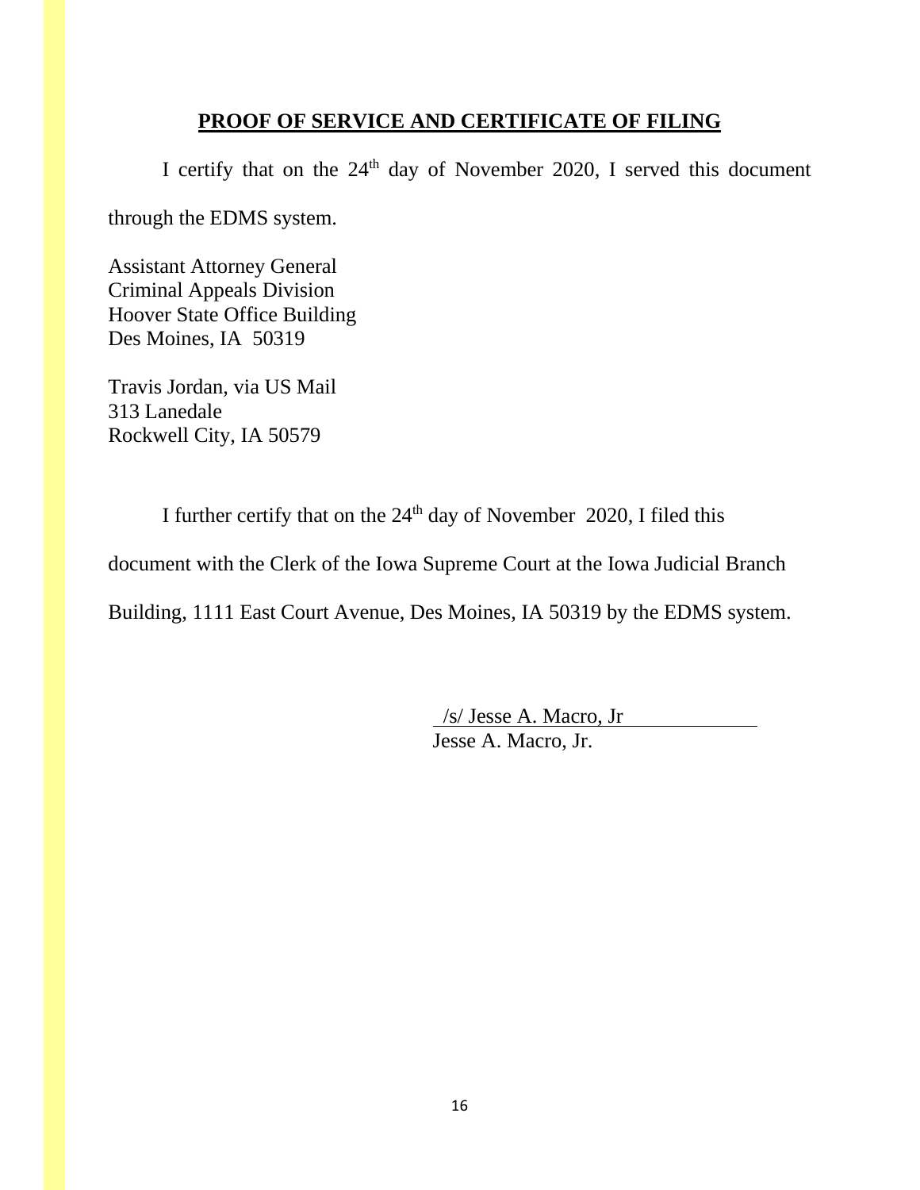## PROOF OF SERVICE AND CERTIFICATE OF FILING

I certify that on the 24th day of November 2020, I served this document through the EDMS system.

Assistant Attorney General  
Criminal Appeals Division  
Hoover State Office Building  
Des Moines, IA 50319

Travis Jordan, via US Mail  
313 Lanedale  
Rockwell City, IA 50579

I further certify that on the 24th day of November 2020, I filed this document with the Clerk of the Iowa Supreme Court at the Iowa Judicial Branch Building, 1111 East Court Avenue, Des Moines, IA 50319 by the EDMS system.

/s/ Jesse A. Macro, Jr  
Jesse A. Macro, Jr.